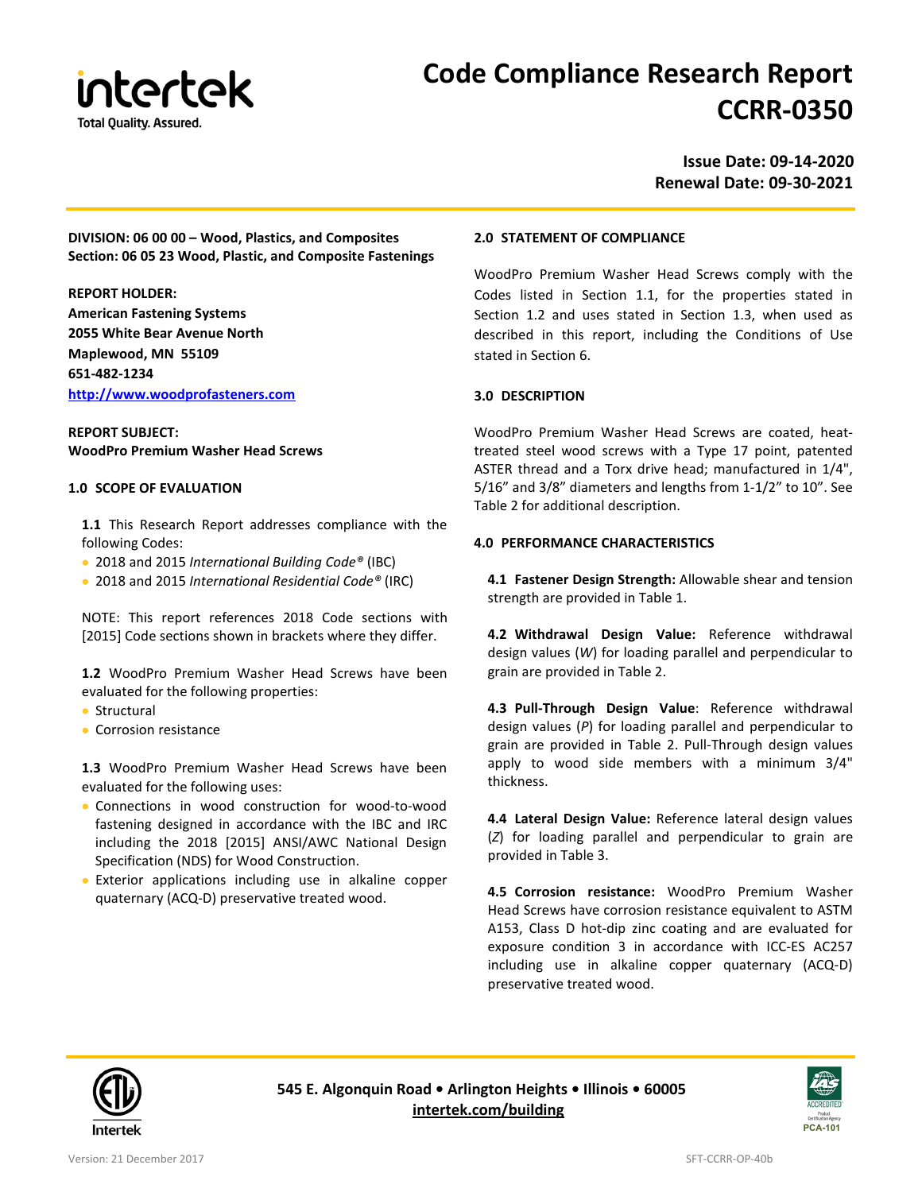# Code Compliance Research Report CCRR-0350

**Issue Date: 09-14-2020**
**Renewal Date: 09-30-2021**

**DIVISION: 06 00 00 – Wood, Plastics, and Composites**
**Section: 06 05 23 Wood, Plastic, and Composite Fastenings**

**REPORT HOLDER:**
**American Fastening Systems**
**2055 White Bear Avenue North**
**Maplewood, MN 55109**
**651-482-1234**
**http://www.woodprofasteners.com**

**REPORT SUBJECT:**
**WoodPro Premium Washer Head Screws**

## 1.0 SCOPE OF EVALUATION

**1.1** This Research Report addresses compliance with the following Codes:

- 2018 and 2015 *International Building Code®* (IBC)
- 2018 and 2015 *International Residential Code®* (IRC)

NOTE: This report references 2018 Code sections with [2015] Code sections shown in brackets where they differ.

**1.2** WoodPro Premium Washer Head Screws have been evaluated for the following properties:

- Structural
- Corrosion resistance

**1.3** WoodPro Premium Washer Head Screws have been evaluated for the following uses:

- Connections in wood construction for wood-to-wood fastening designed in accordance with the IBC and IRC including the 2018 [2015] ANSI/AWC National Design Specification (NDS) for Wood Construction.
- Exterior applications including use in alkaline copper quaternary (ACQ-D) preservative treated wood.

## 2.0 STATEMENT OF COMPLIANCE

WoodPro Premium Washer Head Screws comply with the Codes listed in Section 1.1, for the properties stated in Section 1.2 and uses stated in Section 1.3, when used as described in this report, including the Conditions of Use stated in Section 6.

## 3.0 DESCRIPTION

WoodPro Premium Washer Head Screws are coated, heat-treated steel wood screws with a Type 17 point, patented ASTER thread and a Torx drive head; manufactured in 1/4", 5/16" and 3/8" diameters and lengths from 1-1/2" to 10". See Table 2 for additional description.

## 4.0 PERFORMANCE CHARACTERISTICS

**4.1 Fastener Design Strength:** Allowable shear and tension strength are provided in Table 1.

**4.2 Withdrawal Design Value:** Reference withdrawal design values (*W*) for loading parallel and perpendicular to grain are provided in Table 2.

**4.3 Pull-Through Design Value**: Reference withdrawal design values (*P*) for loading parallel and perpendicular to grain are provided in Table 2. Pull-Through design values apply to wood side members with a minimum 3/4" thickness.

**4.4 Lateral Design Value:** Reference lateral design values (*Z*) for loading parallel and perpendicular to grain are provided in Table 3.

**4.5 Corrosion resistance:** WoodPro Premium Washer Head Screws have corrosion resistance equivalent to ASTM A153, Class D hot-dip zinc coating and are evaluated for exposure condition 3 in accordance with ICC-ES AC257 including use in alkaline copper quaternary (ACQ-D) preservative treated wood.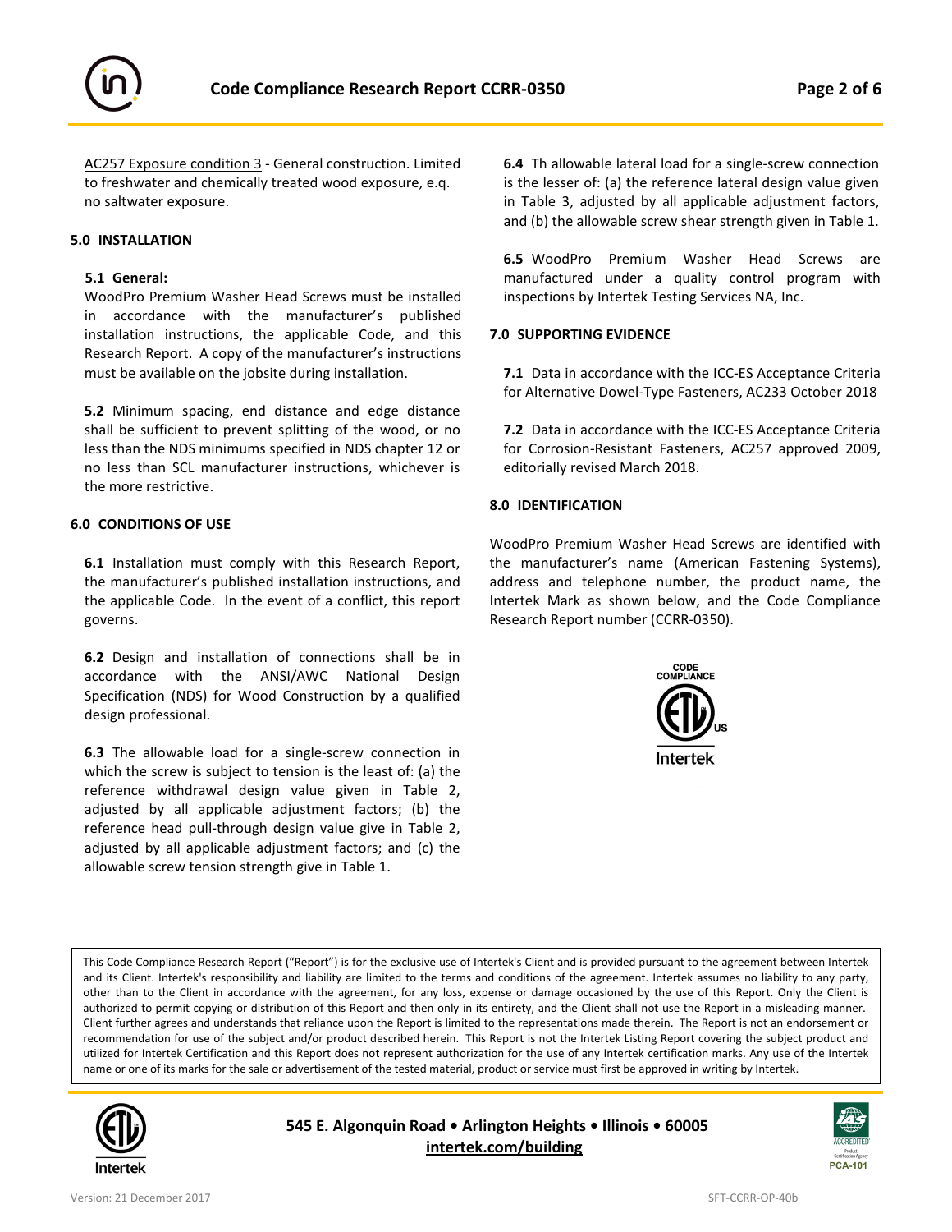AC257 Exposure condition 3 - General construction. Limited to freshwater and chemically treated wood exposure, e.q. no saltwater exposure.

### 5.0 INSTALLATION

**5.1 General:**
WoodPro Premium Washer Head Screws must be installed in accordance with the manufacturer's published installation instructions, the applicable Code, and this Research Report. A copy of the manufacturer's instructions must be available on the jobsite during installation.

**5.2** Minimum spacing, end distance and edge distance shall be sufficient to prevent splitting of the wood, or no less than the NDS minimums specified in NDS chapter 12 or no less than SCL manufacturer instructions, whichever is the more restrictive.

### 6.0 CONDITIONS OF USE

**6.1** Installation must comply with this Research Report, the manufacturer's published installation instructions, and the applicable Code. In the event of a conflict, this report governs.

**6.2** Design and installation of connections shall be in accordance with the ANSI/AWC National Design Specification (NDS) for Wood Construction by a qualified design professional.

**6.3** The allowable load for a single-screw connection in which the screw is subject to tension is the least of: (a) the reference withdrawal design value given in Table 2, adjusted by all applicable adjustment factors; (b) the reference head pull-through design value give in Table 2, adjusted by all applicable adjustment factors; and (c) the allowable screw tension strength give in Table 1.

**6.4** Th allowable lateral load for a single-screw connection is the lesser of: (a) the reference lateral design value given in Table 3, adjusted by all applicable adjustment factors, and (b) the allowable screw shear strength given in Table 1.

**6.5** WoodPro Premium Washer Head Screws are manufactured under a quality control program with inspections by Intertek Testing Services NA, Inc.

### 7.0 SUPPORTING EVIDENCE

**7.1** Data in accordance with the ICC-ES Acceptance Criteria for Alternative Dowel-Type Fasteners, AC233 October 2018

**7.2** Data in accordance with the ICC-ES Acceptance Criteria for Corrosion-Resistant Fasteners, AC257 approved 2009, editorially revised March 2018.

### 8.0 IDENTIFICATION

WoodPro Premium Washer Head Screws are identified with the manufacturer's name (American Fastening Systems), address and telephone number, the product name, the Intertek Mark as shown below, and the Code Compliance Research Report number (CCRR-0350).

CODE COMPLIANCE
Intertek

This Code Compliance Research Report ("Report") is for the exclusive use of Intertek's Client and is provided pursuant to the agreement between Intertek and its Client. Intertek's responsibility and liability are limited to the terms and conditions of the agreement. Intertek assumes no liability to any party, other than to the Client in accordance with the agreement, for any loss, expense or damage occasioned by the use of this Report. Only the Client is authorized to permit copying or distribution of this Report and then only in its entirety, and the Client shall not use the Report in a misleading manner. Client further agrees and understands that reliance upon the Report is limited to the representations made therein. The Report is not an endorsement or recommendation for use of the subject and/or product described herein. This Report is not the Intertek Listing Report covering the subject product and utilized for Intertek Certification and this Report does not represent authorization for the use of any Intertek certification marks. Any use of the Intertek name or one of its marks for the sale or advertisement of the tested material, product or service must first be approved in writing by Intertek.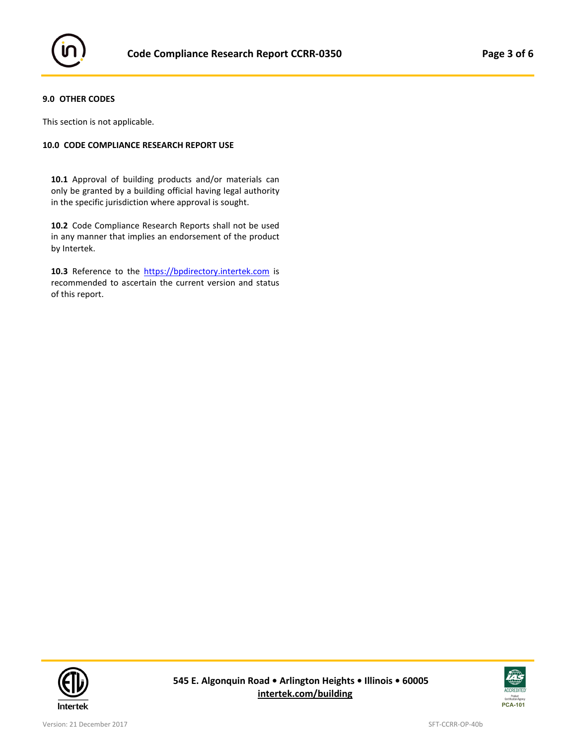## 9.0 OTHER CODES

This section is not applicable.

## 10.0 CODE COMPLIANCE RESEARCH REPORT USE

**10.1** Approval of building products and/or materials can only be granted by a building official having legal authority in the specific jurisdiction where approval is sought.

**10.2** Code Compliance Research Reports shall not be used in any manner that implies an endorsement of the product by Intertek.

**10.3** Reference to the [https://bpdirectory.intertek.com](https://bpdirectory.intertek.com) is recommended to ascertain the current version and status of this report.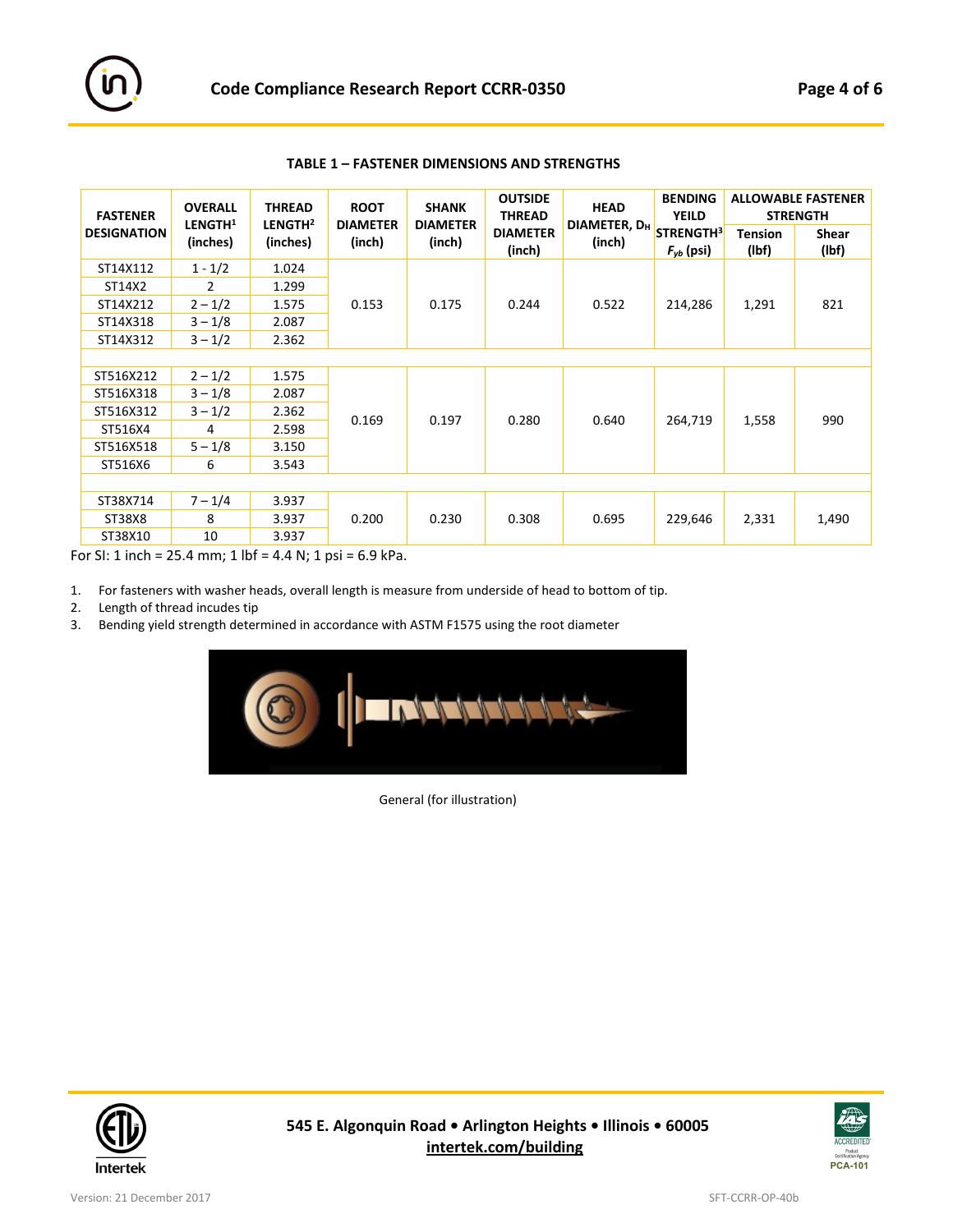**TABLE 1 – FASTENER DIMENSIONS AND STRENGTHS**

| FASTENER DESIGNATION | OVERALL LENGTH[1] (inches) | THREAD LENGTH[2] (inches) | ROOT DIAMETER (inch) | SHANK DIAMETER (inch) | OUTSIDE THREAD DIAMETER (inch) | HEAD DIAMETER, $D_H$ (inch) | BENDING YEILD STRENGTH[3] $F_{yb}$ (psi) | ALLOWABLE FASTENER STRENGTH | |
|---|---|---|---|---|---|---|---|---|---|
| | | | | | | | | Tension (lbf) | Shear (lbf) |
| ST14X112 | 1 - 1/2 | 1.024 | 0.153 | 0.175 | 0.244 | 0.522 | 214,286 | 1,291 | 821 |
| ST14X2 | 2 | 1.299 | | | | | | | |
| ST14X212 | 2 – 1/2 | 1.575 | | | | | | | |
| ST14X318 | 3 – 1/8 | 2.087 | | | | | | | |
| ST14X312 | 3 – 1/2 | 2.362 | | | | | | | |
| | | | | | | | | | |
| ST516X212 | 2 – 1/2 | 1.575 | 0.169 | 0.197 | 0.280 | 0.640 | 264,719 | 1,558 | 990 |
| ST516X318 | 3 – 1/8 | 2.087 | | | | | | | |
| ST516X312 | 3 – 1/2 | 2.362 | | | | | | | |
| ST516X4 | 4 | 2.598 | | | | | | | |
| ST516X518 | 5 – 1/8 | 3.150 | | | | | | | |
| ST516X6 | 6 | 3.543 | | | | | | | |
| | | | | | | | | | |
| ST38X714 | 7 – 1/4 | 3.937 | 0.200 | 0.230 | 0.308 | 0.695 | 229,646 | 2,331 | 1,490 |
| ST38X8 | 8 | 3.937 | | | | | | | |
| ST38X10 | 10 | 3.937 | | | | | | | |

For SI: 1 inch = 25.4 mm; 1 lbf = 4.4 N; 1 psi = 6.9 kPa.

1. For fasteners with washer heads, overall length is measure from underside of head to bottom of tip.
2. Length of thread incudes tip
3. Bending yield strength determined in accordance with ASTM F1575 using the root diameter

General (for illustration)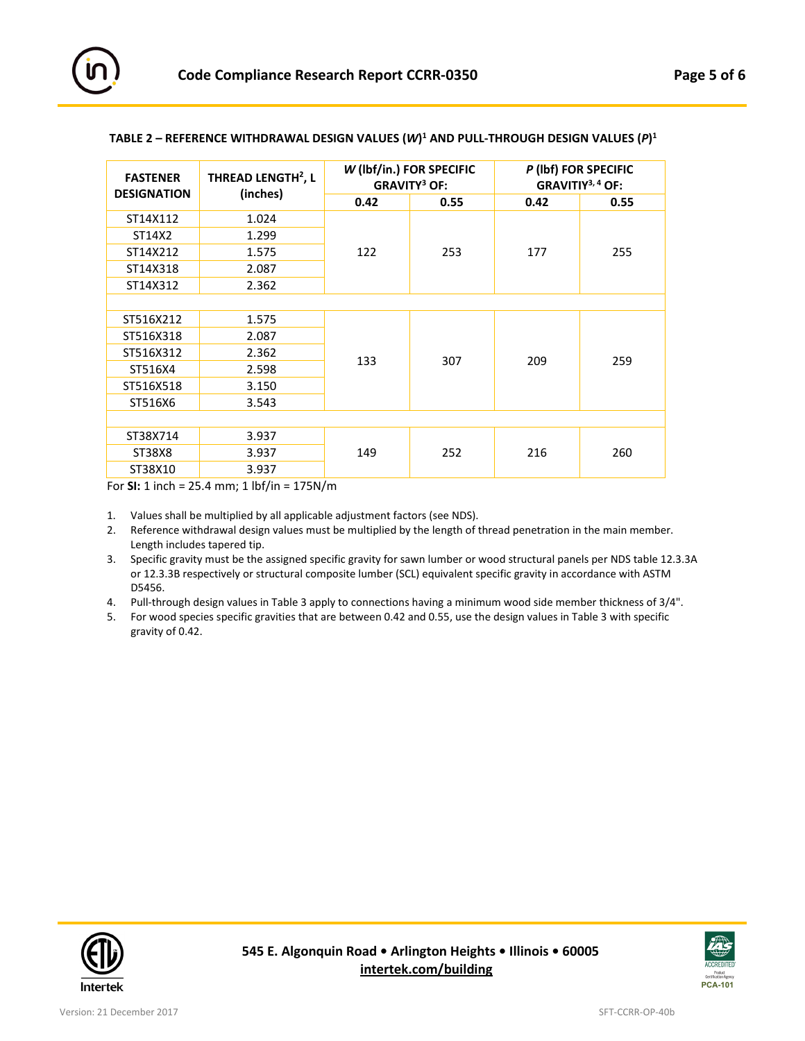**TABLE 2 – REFERENCE WITHDRAWAL DESIGN VALUES (*W*)[1] AND PULL-THROUGH DESIGN VALUES (*P*)[1]**

| FASTENER DESIGNATION | THREAD LENGTH[2], L (inches) | *W* (lbf/in.) FOR SPECIFIC GRAVITY[3] OF: | | *P* (lbf) FOR SPECIFIC GRAVITIY[3, 4] OF: | |
|---|---|---|---|---|---|
| | | 0.42 | 0.55 | 0.42 | 0.55 |
| ST14X112 | 1.024 | 122 | 253 | 177 | 255 |
| ST14X2 | 1.299 | | | | |
| ST14X212 | 1.575 | | | | |
| ST14X318 | 2.087 | | | | |
| ST14X312 | 2.362 | | | | |
| | | | | | |
| ST516X212 | 1.575 | 133 | 307 | 209 | 259 |
| ST516X318 | 2.087 | | | | |
| ST516X312 | 2.362 | | | | |
| ST516X4 | 2.598 | | | | |
| ST516X518 | 3.150 | | | | |
| ST516X6 | 3.543 | | | | |
| | | | | | |
| ST38X714 | 3.937 | 149 | 252 | 216 | 260 |
| ST38X8 | 3.937 | | | | |
| ST38X10 | 3.937 | | | | |

For **SI:** 1 inch = 25.4 mm; 1 lbf/in = 175N/m

1. Values shall be multiplied by all applicable adjustment factors (see NDS).
2. Reference withdrawal design values must be multiplied by the length of thread penetration in the main member. Length includes tapered tip.
3. Specific gravity must be the assigned specific gravity for sawn lumber or wood structural panels per NDS table 12.3.3A or 12.3.3B respectively or structural composite lumber (SCL) equivalent specific gravity in accordance with ASTM D5456.
4. Pull-through design values in Table 3 apply to connections having a minimum wood side member thickness of 3/4".
5. For wood species specific gravities that are between 0.42 and 0.55, use the design values in Table 3 with specific gravity of 0.42.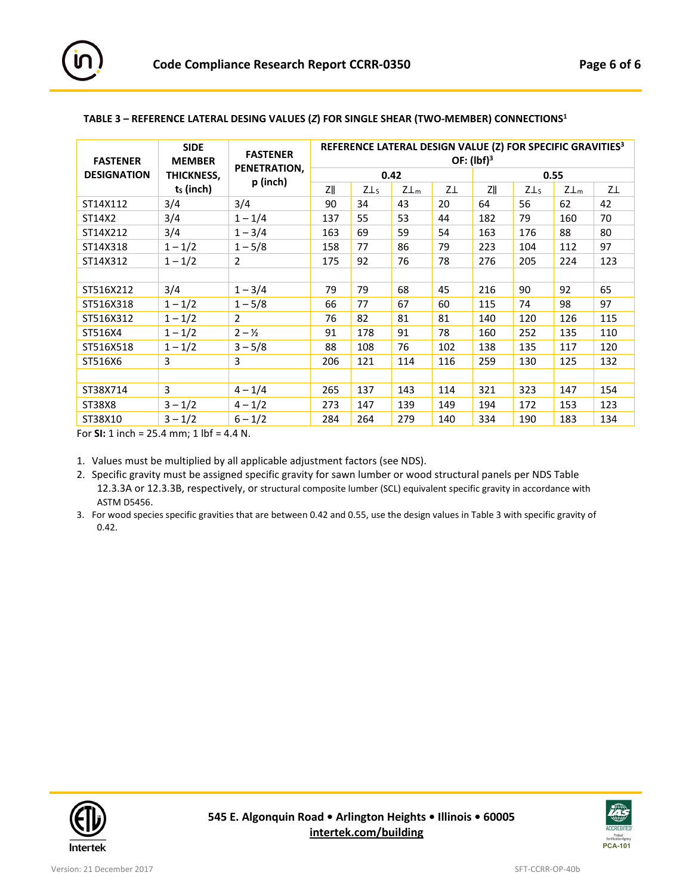**TABLE 3 – REFERENCE LATERAL DESING VALUES (*Z*) FOR SINGLE SHEAR (TWO-MEMBER) CONNECTIONS[1]**

| FASTENER DESIGNATION | SIDE MEMBER THICKNESS, $t_S$ (inch) | FASTENER PENETRATION, p (inch) | REFERENCE LATERAL DESIGN VALUE (Z) FOR SPECIFIC GRAVITIES[3] OF: (lbf)[3] | | | | | | | |
|---|---|---|---|---|---|---|---|---|---|---|
| | | | 0.42 | | | | 0.55 | | | |
| | | | Z‖ | $Z_{\perp S}$ | $Z_{\perp m}$ | Z⊥ | Z‖ | $Z_{\perp S}$ | $Z_{\perp m}$ | Z⊥ |
| ST14X112 | 3/4 | 3/4 | 90 | 34 | 43 | 20 | 64 | 56 | 62 | 42 |
| ST14X2 | 3/4 | 1 – 1/4 | 137 | 55 | 53 | 44 | 182 | 79 | 160 | 70 |
| ST14X212 | 3/4 | 1 – 3/4 | 163 | 69 | 59 | 54 | 163 | 176 | 88 | 80 |
| ST14X318 | 1 – 1/2 | 1 – 5/8 | 158 | 77 | 86 | 79 | 223 | 104 | 112 | 97 |
| ST14X312 | 1 – 1/2 | 2 | 175 | 92 | 76 | 78 | 276 | 205 | 224 | 123 |
| | | | | | | | | | | |
| ST516X212 | 3/4 | 1 – 3/4 | 79 | 79 | 68 | 45 | 216 | 90 | 92 | 65 |
| ST516X318 | 1 – 1/2 | 1 – 5/8 | 66 | 77 | 67 | 60 | 115 | 74 | 98 | 97 |
| ST516X312 | 1 – 1/2 | 2 | 76 | 82 | 81 | 81 | 140 | 120 | 126 | 115 |
| ST516X4 | 1 – 1/2 | 2 – ½ | 91 | 178 | 91 | 78 | 160 | 252 | 135 | 110 |
| ST516X518 | 1 – 1/2 | 3 – 5/8 | 88 | 108 | 76 | 102 | 138 | 135 | 117 | 120 |
| ST516X6 | 3 | 3 | 206 | 121 | 114 | 116 | 259 | 130 | 125 | 132 |
| | | | | | | | | | | |
| ST38X714 | 3 | 4 – 1/4 | 265 | 137 | 143 | 114 | 321 | 323 | 147 | 154 |
| ST38X8 | 3 – 1/2 | 4 – 1/2 | 273 | 147 | 139 | 149 | 194 | 172 | 153 | 123 |
| ST38X10 | 3 – 1/2 | 6 – 1/2 | 284 | 264 | 279 | 140 | 334 | 190 | 183 | 134 |

For **SI:** 1 inch = 25.4 mm; 1 lbf = 4.4 N.

1. Values must be multiplied by all applicable adjustment factors (see NDS).
2. Specific gravity must be assigned specific gravity for sawn lumber or wood structural panels per NDS Table 12.3.3A or 12.3.3B, respectively, or structural composite lumber (SCL) equivalent specific gravity in accordance with ASTM D5456.
3. For wood species specific gravities that are between 0.42 and 0.55, use the design values in Table 3 with specific gravity of 0.42.